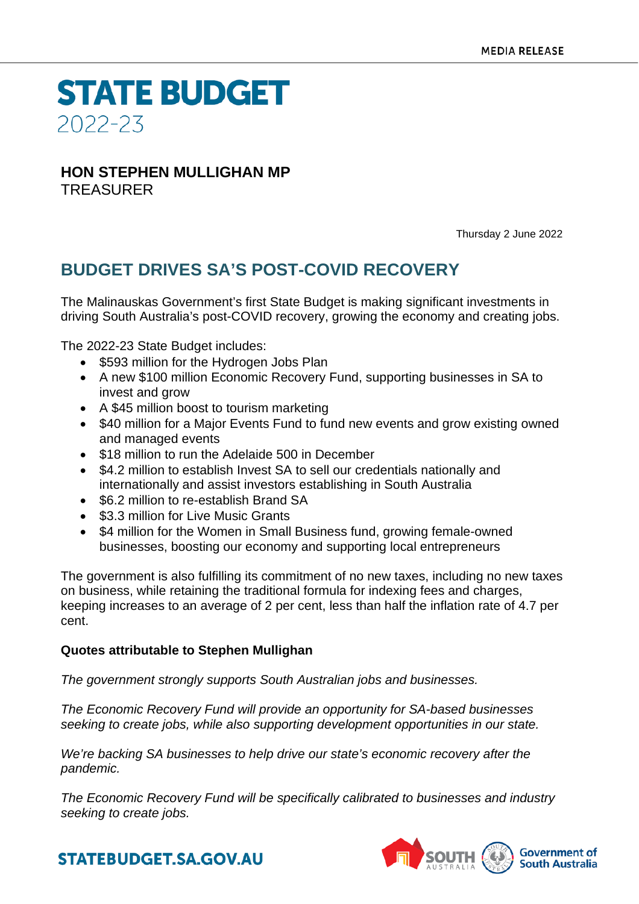MEDIA RELEASE

# STATE BUDGET
2022-23

**HON STEPHEN MULLIGHAN MP**
TREASURER

Thursday 2 June 2022

## BUDGET DRIVES SA'S POST-COVID RECOVERY

The Malinauskas Government's first State Budget is making significant investments in driving South Australia's post-COVID recovery, growing the economy and creating jobs.

The 2022-23 State Budget includes:

- $593 million for the Hydrogen Jobs Plan
- A new $100 million Economic Recovery Fund, supporting businesses in SA to invest and grow
- A $45 million boost to tourism marketing
- $40 million for a Major Events Fund to fund new events and grow existing owned and managed events
- $18 million to run the Adelaide 500 in December
- $4.2 million to establish Invest SA to sell our credentials nationally and internationally and assist investors establishing in South Australia
- $6.2 million to re-establish Brand SA
- $3.3 million for Live Music Grants
- $4 million for the Women in Small Business fund, growing female-owned businesses, boosting our economy and supporting local entrepreneurs

The government is also fulfilling its commitment of no new taxes, including no new taxes on business, while retaining the traditional formula for indexing fees and charges, keeping increases to an average of 2 per cent, less than half the inflation rate of 4.7 per cent.

**Quotes attributable to Stephen Mullighan**

*The government strongly supports South Australian jobs and businesses.*

*The Economic Recovery Fund will provide an opportunity for SA-based businesses seeking to create jobs, while also supporting development opportunities in our state.*

*We're backing SA businesses to help drive our state's economic recovery after the pandemic.*

*The Economic Recovery Fund will be specifically calibrated to businesses and industry seeking to create jobs.*

STATEBUDGET.SA.GOV.AU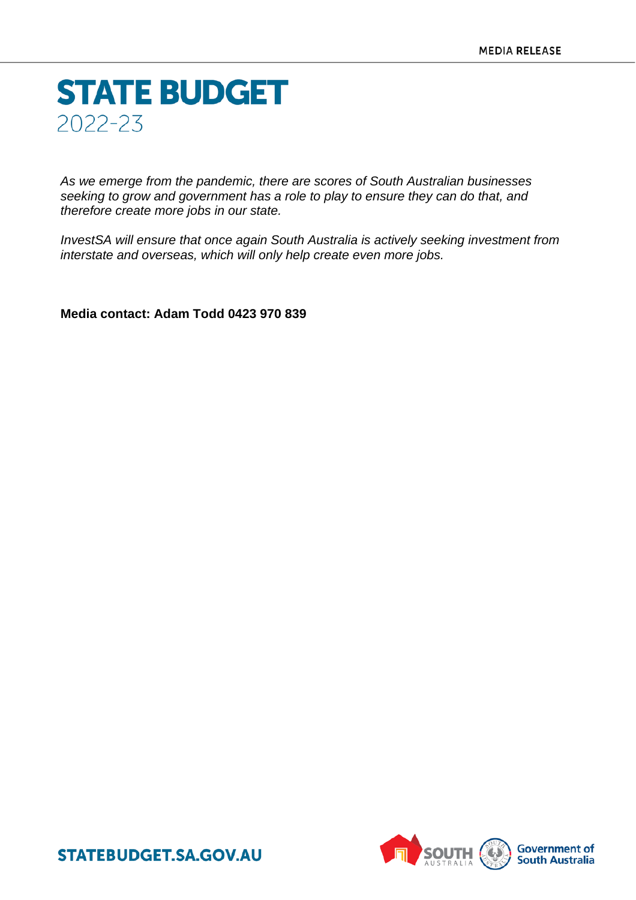*As we emerge from the pandemic, there are scores of South Australian businesses seeking to grow and government has a role to play to ensure they can do that, and therefore create more jobs in our state.*

*InvestSA will ensure that once again South Australia is actively seeking investment from interstate and overseas, which will only help create even more jobs.*

**Media contact: Adam Todd 0423 970 839**